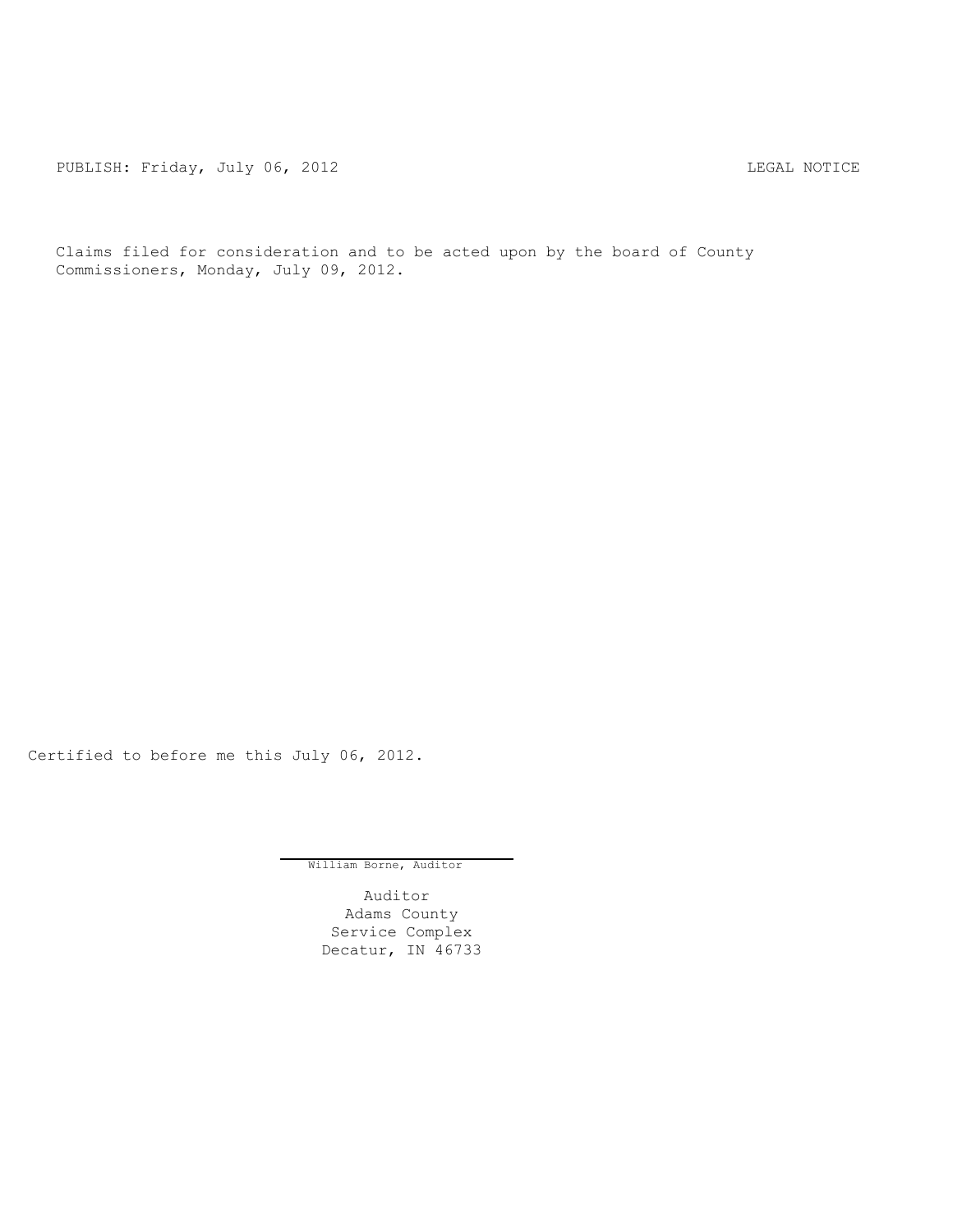PUBLISH: Friday, July 06, 2012 LEGAL NOTICE

Claims filed for consideration and to be acted upon by the board of County Commissioners, Monday, July 09, 2012.

Certified to before me this July 06, 2012.

William Borne, Auditor

Auditor
Adams County
Service Complex
Decatur, IN 46733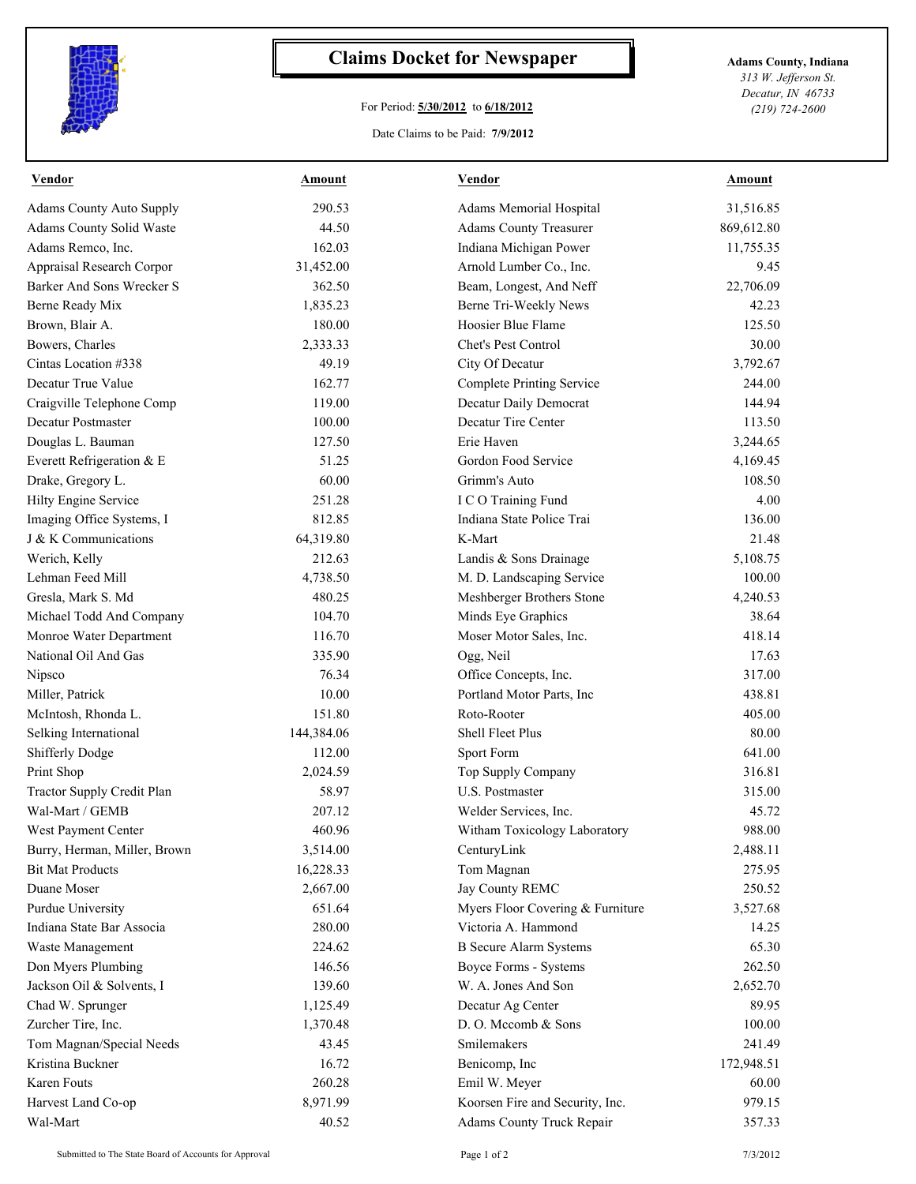# Claims Docket for Newspaper

For Period: **5/30/2012** to **6/18/2012**

Date Claims to be Paid: **7/9/2012**

**Adams County, Indiana**
*313 W. Jefferson St.*
*Decatur, IN 46733*
*(219) 724-2600*

| Vendor | Amount | Vendor | Amount |
|---|---|---|---|
| Adams County Auto Supply | 290.53 | Adams Memorial Hospital | 31,516.85 |
| Adams County Solid Waste | 44.50 | Adams County Treasurer | 869,612.80 |
| Adams Remco, Inc. | 162.03 | Indiana Michigan Power | 11,755.35 |
| Appraisal Research Corpor | 31,452.00 | Arnold Lumber Co., Inc. | 9.45 |
| Barker And Sons Wrecker S | 362.50 | Beam, Longest, And Neff | 22,706.09 |
| Berne Ready Mix | 1,835.23 | Berne Tri-Weekly News | 42.23 |
| Brown, Blair A. | 180.00 | Hoosier Blue Flame | 125.50 |
| Bowers, Charles | 2,333.33 | Chet's Pest Control | 30.00 |
| Cintas Location #338 | 49.19 | City Of Decatur | 3,792.67 |
| Decatur True Value | 162.77 | Complete Printing Service | 244.00 |
| Craigville Telephone Comp | 119.00 | Decatur Daily Democrat | 144.94 |
| Decatur Postmaster | 100.00 | Decatur Tire Center | 113.50 |
| Douglas L. Bauman | 127.50 | Erie Haven | 3,244.65 |
| Everett Refrigeration & E | 51.25 | Gordon Food Service | 4,169.45 |
| Drake, Gregory L. | 60.00 | Grimm's Auto | 108.50 |
| Hilty Engine Service | 251.28 | I C O Training Fund | 4.00 |
| Imaging Office Systems, I | 812.85 | Indiana State Police Trai | 136.00 |
| J & K Communications | 64,319.80 | K-Mart | 21.48 |
| Werich, Kelly | 212.63 | Landis & Sons Drainage | 5,108.75 |
| Lehman Feed Mill | 4,738.50 | M. D. Landscaping Service | 100.00 |
| Gresla, Mark S. Md | 480.25 | Meshberger Brothers Stone | 4,240.53 |
| Michael Todd And Company | 104.70 | Minds Eye Graphics | 38.64 |
| Monroe Water Department | 116.70 | Moser Motor Sales, Inc. | 418.14 |
| National Oil And Gas | 335.90 | Ogg, Neil | 17.63 |
| Nipsco | 76.34 | Office Concepts, Inc. | 317.00 |
| Miller, Patrick | 10.00 | Portland Motor Parts, Inc | 438.81 |
| McIntosh, Rhonda L. | 151.80 | Roto-Rooter | 405.00 |
| Selking International | 144,384.06 | Shell Fleet Plus | 80.00 |
| Shifferly Dodge | 112.00 | Sport Form | 641.00 |
| Print Shop | 2,024.59 | Top Supply Company | 316.81 |
| Tractor Supply Credit Plan | 58.97 | U.S. Postmaster | 315.00 |
| Wal-Mart / GEMB | 207.12 | Welder Services, Inc. | 45.72 |
| West Payment Center | 460.96 | Witham Toxicology Laboratory | 988.00 |
| Burry, Herman, Miller, Brown | 3,514.00 | CenturyLink | 2,488.11 |
| Bit Mat Products | 16,228.33 | Tom Magnan | 275.95 |
| Duane Moser | 2,667.00 | Jay County REMC | 250.52 |
| Purdue University | 651.64 | Myers Floor Covering & Furniture | 3,527.68 |
| Indiana State Bar Associa | 280.00 | Victoria A. Hammond | 14.25 |
| Waste Management | 224.62 | B Secure Alarm Systems | 65.30 |
| Don Myers Plumbing | 146.56 | Boyce Forms - Systems | 262.50 |
| Jackson Oil & Solvents, I | 139.60 | W. A. Jones And Son | 2,652.70 |
| Chad W. Sprunger | 1,125.49 | Decatur Ag Center | 89.95 |
| Zurcher Tire, Inc. | 1,370.48 | D. O. Mccomb & Sons | 100.00 |
| Tom Magnan/Special Needs | 43.45 | Smilemakers | 241.49 |
| Kristina Buckner | 16.72 | Benicomp, Inc | 172,948.51 |
| Karen Fouts | 260.28 | Emil W. Meyer | 60.00 |
| Harvest Land Co-op | 8,971.99 | Koorsen Fire and Security, Inc. | 979.15 |
| Wal-Mart | 40.52 | Adams County Truck Repair | 357.33 |

Submitted to The State Board of Accounts for Approval

7/3/2012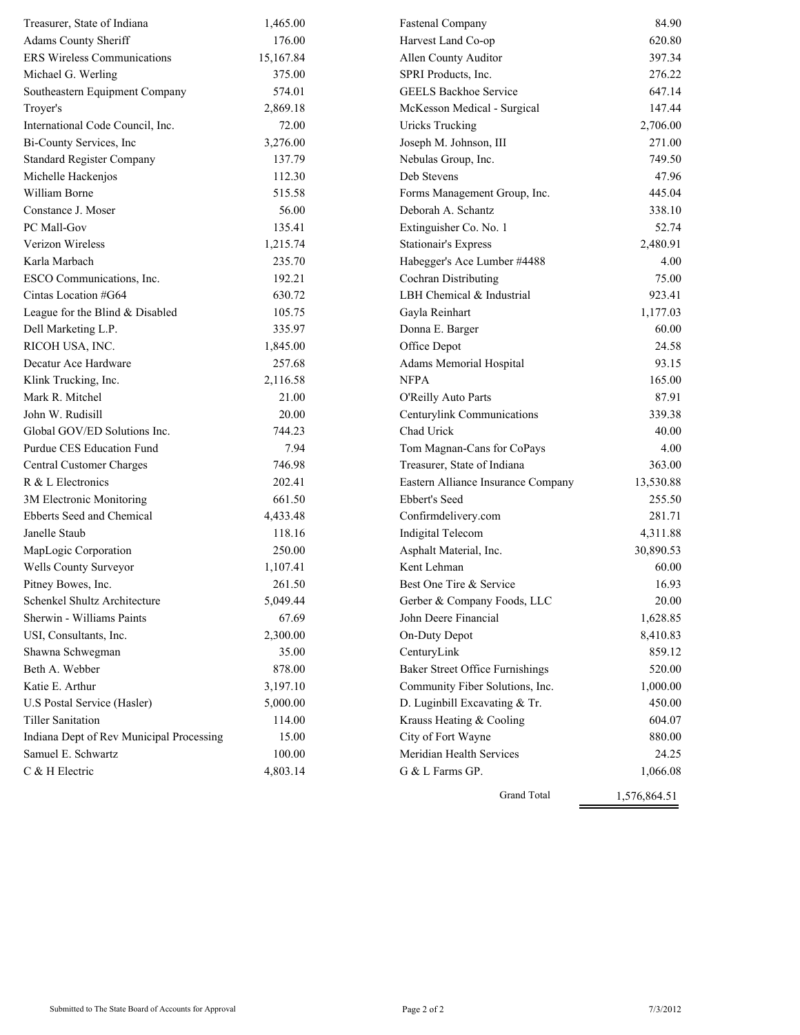| | |
|---|---|
| Treasurer, State of Indiana | 1,465.00 |
| Adams County Sheriff | 176.00 |
| ERS Wireless Communications | 15,167.84 |
| Michael G. Werling | 375.00 |
| Southeastern Equipment Company | 574.01 |
| Troyer's | 2,869.18 |
| International Code Council, Inc. | 72.00 |
| Bi-County Services, Inc | 3,276.00 |
| Standard Register Company | 137.79 |
| Michelle Hackenjos | 112.30 |
| William Borne | 515.58 |
| Constance J. Moser | 56.00 |
| PC Mall-Gov | 135.41 |
| Verizon Wireless | 1,215.74 |
| Karla Marbach | 235.70 |
| ESCO Communications, Inc. | 192.21 |
| Cintas Location #G64 | 630.72 |
| League for the Blind & Disabled | 105.75 |
| Dell Marketing L.P. | 335.97 |
| RICOH USA, INC. | 1,845.00 |
| Decatur Ace Hardware | 257.68 |
| Klink Trucking, Inc. | 2,116.58 |
| Mark R. Mitchel | 21.00 |
| John W. Rudisill | 20.00 |
| Global GOV/ED Solutions Inc. | 744.23 |
| Purdue CES Education Fund | 7.94 |
| Central Customer Charges | 746.98 |
| R & L Electronics | 202.41 |
| 3M Electronic Monitoring | 661.50 |
| Ebberts Seed and Chemical | 4,433.48 |
| Janelle Staub | 118.16 |
| MapLogic Corporation | 250.00 |
| Wells County Surveyor | 1,107.41 |
| Pitney Bowes, Inc. | 261.50 |
| Schenkel Shultz Architecture | 5,049.44 |
| Sherwin - Williams Paints | 67.69 |
| USI, Consultants, Inc. | 2,300.00 |
| Shawna Schwegman | 35.00 |
| Beth A. Webber | 878.00 |
| Katie E. Arthur | 3,197.10 |
| U.S Postal Service (Hasler) | 5,000.00 |
| Tiller Sanitation | 114.00 |
| Indiana Dept of Rev Municipal Processing | 15.00 |
| Samuel E. Schwartz | 100.00 |
| C & H Electric | 4,803.14 |
| Fastenal Company | 84.90 |
| Harvest Land Co-op | 620.80 |
| Allen County Auditor | 397.34 |
| SPRI Products, Inc. | 276.22 |
| GEELS Backhoe Service | 647.14 |
| McKesson Medical - Surgical | 147.44 |
| Uricks Trucking | 2,706.00 |
| Joseph M. Johnson, III | 271.00 |
| Nebulas Group, Inc. | 749.50 |
| Deb Stevens | 47.96 |
| Forms Management Group, Inc. | 445.04 |
| Deborah A. Schantz | 338.10 |
| Extinguisher Co. No. 1 | 52.74 |
| Stationair's Express | 2,480.91 |
| Habegger's Ace Lumber #4488 | 4.00 |
| Cochran Distributing | 75.00 |
| LBH Chemical & Industrial | 923.41 |
| Gayla Reinhart | 1,177.03 |
| Donna E. Barger | 60.00 |
| Office Depot | 24.58 |
| Adams Memorial Hospital | 93.15 |
| NFPA | 165.00 |
| O'Reilly Auto Parts | 87.91 |
| Centurylink Communications | 339.38 |
| Chad Urick | 40.00 |
| Tom Magnan-Cans for CoPays | 4.00 |
| Treasurer, State of Indiana | 363.00 |
| Eastern Alliance Insurance Company | 13,530.88 |
| Ebbert's Seed | 255.50 |
| Confirmdelivery.com | 281.71 |
| Indigital Telecom | 4,311.88 |
| Asphalt Material, Inc. | 30,890.53 |
| Kent Lehman | 60.00 |
| Best One Tire & Service | 16.93 |
| Gerber & Company Foods, LLC | 20.00 |
| John Deere Financial | 1,628.85 |
| On-Duty Depot | 8,410.83 |
| CenturyLink | 859.12 |
| Baker Street Office Furnishings | 520.00 |
| Community Fiber Solutions, Inc. | 1,000.00 |
| D. Luginbill Excavating & Tr. | 450.00 |
| Krauss Heating & Cooling | 604.07 |
| City of Fort Wayne | 880.00 |
| Meridian Health Services | 24.25 |
| G & L Farms GP. | 1,066.08 |
| Grand Total | 1,576,864.51 |